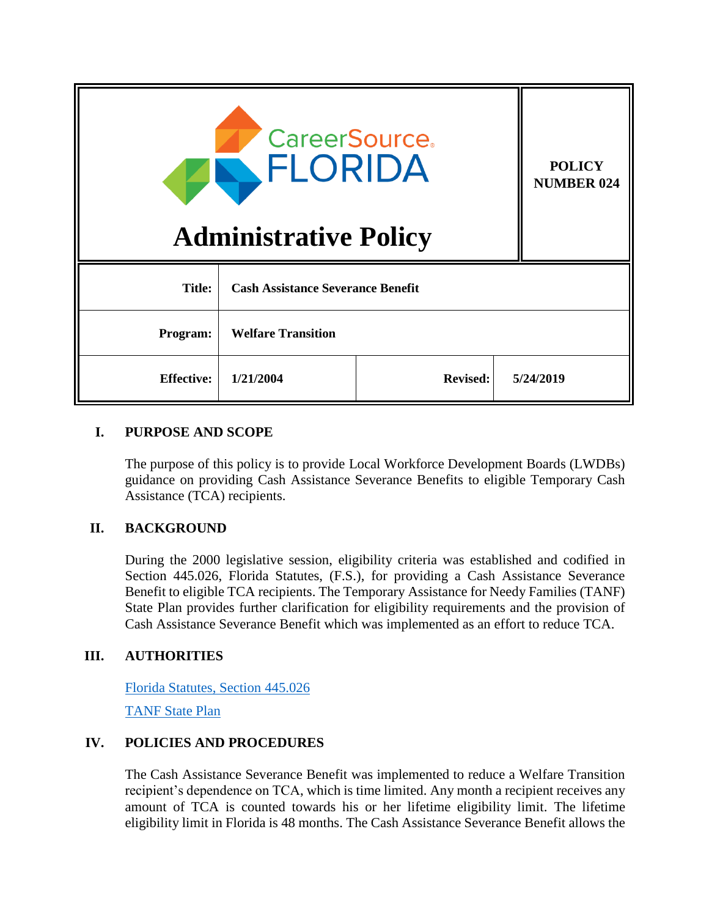CareerSource FLORIDA

# Administrative Policy

**POLICY NUMBER 024**

| | | | |
|---|---|---|---|
| **Title:** | **Cash Assistance Severance Benefit** | | |
| **Program:** | **Welfare Transition** | | |
| **Effective:** | **1/21/2004** | **Revised:** | **5/24/2019** |

## I. PURPOSE AND SCOPE

The purpose of this policy is to provide Local Workforce Development Boards (LWDBs) guidance on providing Cash Assistance Severance Benefits to eligible Temporary Cash Assistance (TCA) recipients.

## II. BACKGROUND

During the 2000 legislative session, eligibility criteria was established and codified in Section 445.026, Florida Statutes, (F.S.), for providing a Cash Assistance Severance Benefit to eligible TCA recipients. The Temporary Assistance for Needy Families (TANF) State Plan provides further clarification for eligibility requirements and the provision of Cash Assistance Severance Benefit which was implemented as an effort to reduce TCA.

## III. AUTHORITIES

Florida Statutes, Section 445.026

TANF State Plan

## IV. POLICIES AND PROCEDURES

The Cash Assistance Severance Benefit was implemented to reduce a Welfare Transition recipient's dependence on TCA, which is time limited. Any month a recipient receives any amount of TCA is counted towards his or her lifetime eligibility limit. The lifetime eligibility limit in Florida is 48 months. The Cash Assistance Severance Benefit allows the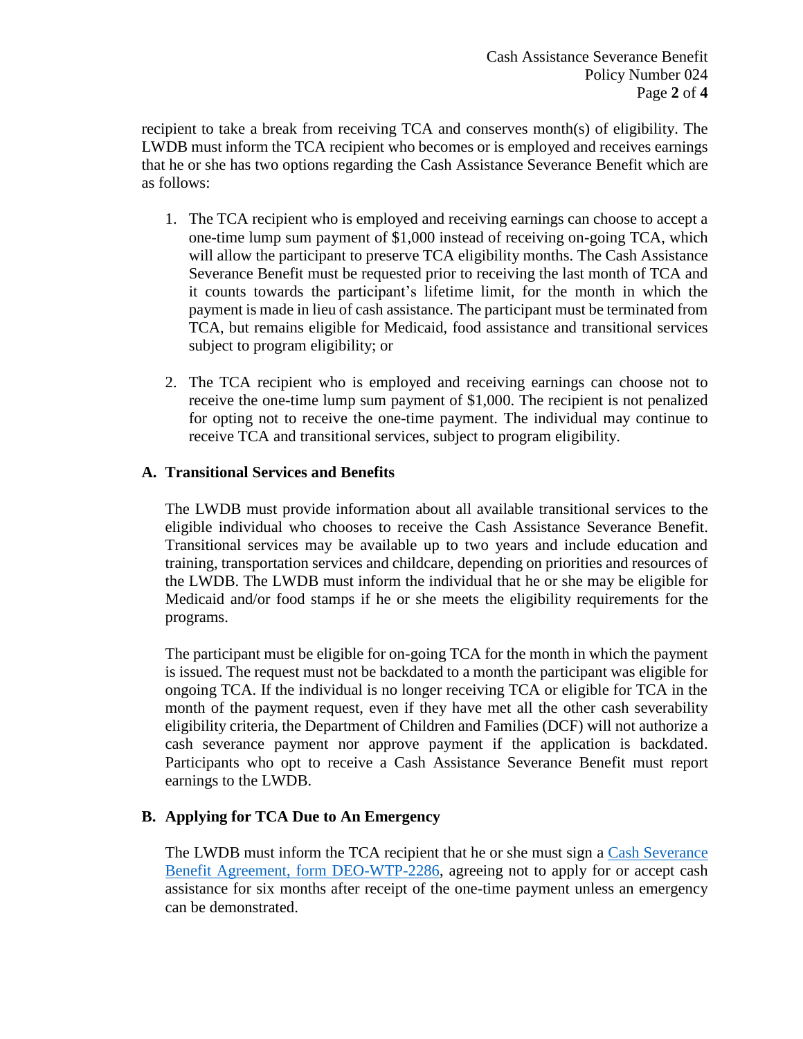recipient to take a break from receiving TCA and conserves month(s) of eligibility. The LWDB must inform the TCA recipient who becomes or is employed and receives earnings that he or she has two options regarding the Cash Assistance Severance Benefit which are as follows:

1. The TCA recipient who is employed and receiving earnings can choose to accept a one-time lump sum payment of $1,000 instead of receiving on-going TCA, which will allow the participant to preserve TCA eligibility months. The Cash Assistance Severance Benefit must be requested prior to receiving the last month of TCA and it counts towards the participant's lifetime limit, for the month in which the payment is made in lieu of cash assistance. The participant must be terminated from TCA, but remains eligible for Medicaid, food assistance and transitional services subject to program eligibility; or

2. The TCA recipient who is employed and receiving earnings can choose not to receive the one-time lump sum payment of $1,000. The recipient is not penalized for opting not to receive the one-time payment. The individual may continue to receive TCA and transitional services, subject to program eligibility.

### A. Transitional Services and Benefits

The LWDB must provide information about all available transitional services to the eligible individual who chooses to receive the Cash Assistance Severance Benefit. Transitional services may be available up to two years and include education and training, transportation services and childcare, depending on priorities and resources of the LWDB. The LWDB must inform the individual that he or she may be eligible for Medicaid and/or food stamps if he or she meets the eligibility requirements for the programs.

The participant must be eligible for on-going TCA for the month in which the payment is issued. The request must not be backdated to a month the participant was eligible for ongoing TCA. If the individual is no longer receiving TCA or eligible for TCA in the month of the payment request, even if they have met all the other cash severability eligibility criteria, the Department of Children and Families (DCF) will not authorize a cash severance payment nor approve payment if the application is backdated. Participants who opt to receive a Cash Assistance Severance Benefit must report earnings to the LWDB.

### B. Applying for TCA Due to An Emergency

The LWDB must inform the TCA recipient that he or she must sign a Cash Severance Benefit Agreement, form DEO-WTP-2286, agreeing not to apply for or accept cash assistance for six months after receipt of the one-time payment unless an emergency can be demonstrated.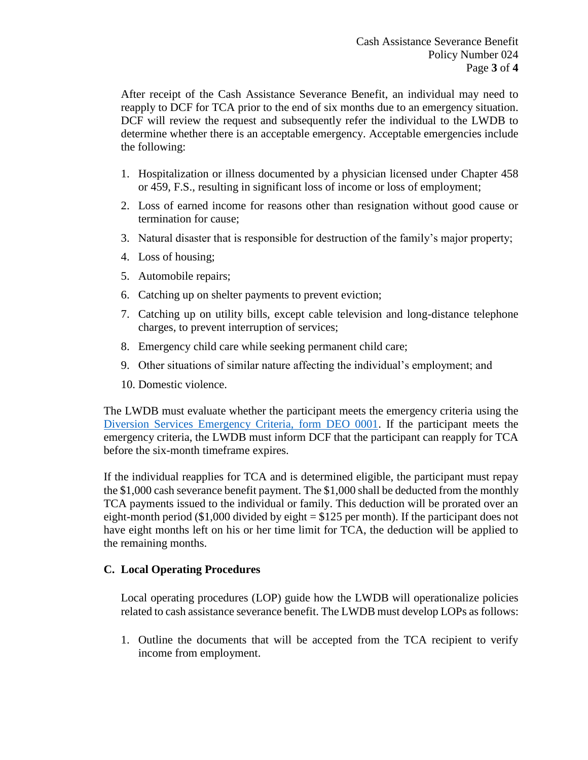After receipt of the Cash Assistance Severance Benefit, an individual may need to reapply to DCF for TCA prior to the end of six months due to an emergency situation. DCF will review the request and subsequently refer the individual to the LWDB to determine whether there is an acceptable emergency. Acceptable emergencies include the following:

1. Hospitalization or illness documented by a physician licensed under Chapter 458 or 459, F.S., resulting in significant loss of income or loss of employment;
2. Loss of earned income for reasons other than resignation without good cause or termination for cause;
3. Natural disaster that is responsible for destruction of the family's major property;
4. Loss of housing;
5. Automobile repairs;
6. Catching up on shelter payments to prevent eviction;
7. Catching up on utility bills, except cable television and long-distance telephone charges, to prevent interruption of services;
8. Emergency child care while seeking permanent child care;
9. Other situations of similar nature affecting the individual's employment; and
10. Domestic violence.

The LWDB must evaluate whether the participant meets the emergency criteria using the Diversion Services Emergency Criteria, form DEO 0001. If the participant meets the emergency criteria, the LWDB must inform DCF that the participant can reapply for TCA before the six-month timeframe expires.

If the individual reapplies for TCA and is determined eligible, the participant must repay the $1,000 cash severance benefit payment. The $1,000 shall be deducted from the monthly TCA payments issued to the individual or family. This deduction will be prorated over an eight-month period ($1,000 divided by eight = $125 per month). If the participant does not have eight months left on his or her time limit for TCA, the deduction will be applied to the remaining months.

### C. Local Operating Procedures

Local operating procedures (LOP) guide how the LWDB will operationalize policies related to cash assistance severance benefit. The LWDB must develop LOPs as follows:

1. Outline the documents that will be accepted from the TCA recipient to verify income from employment.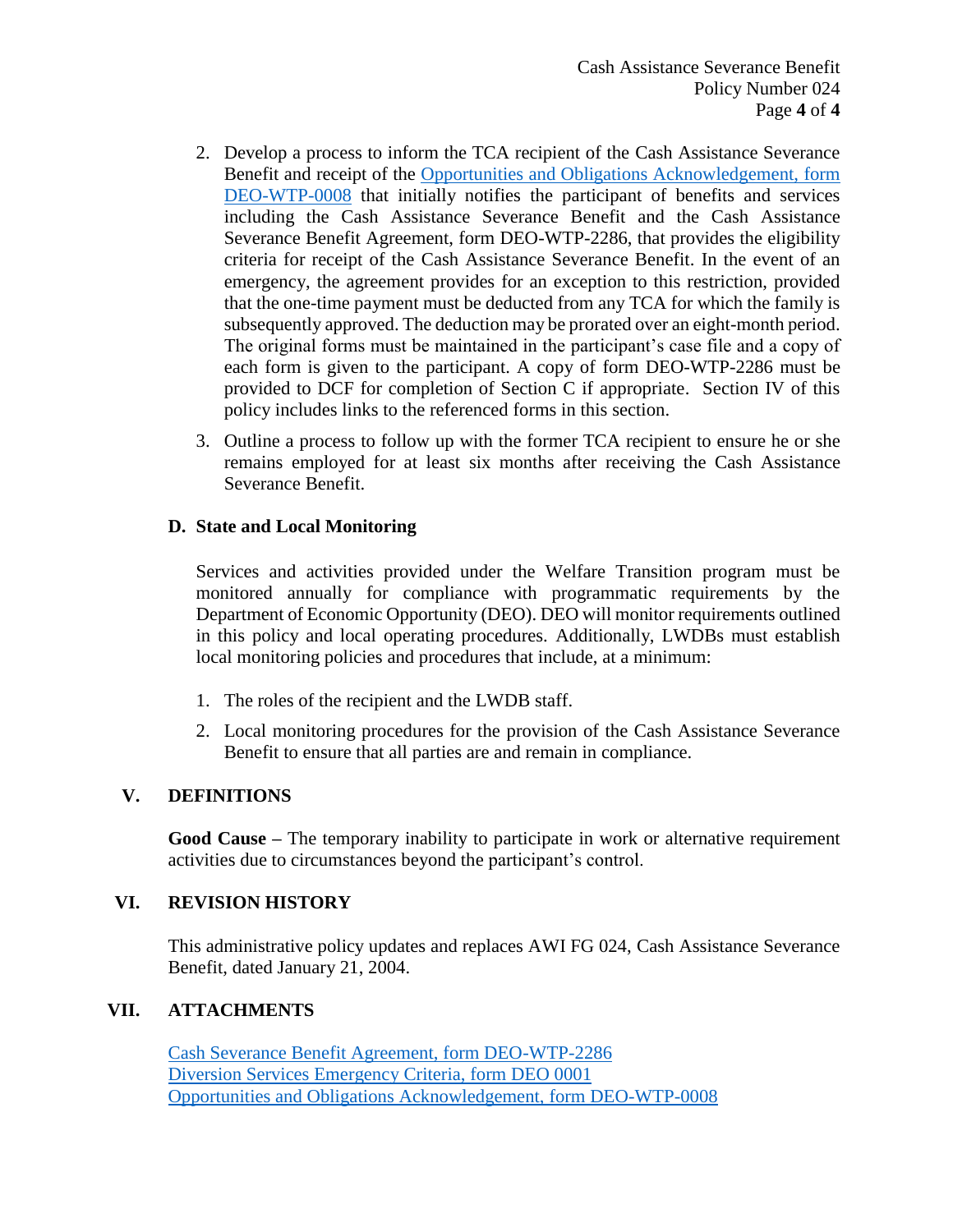2. Develop a process to inform the TCA recipient of the Cash Assistance Severance Benefit and receipt of the [Opportunities and Obligations Acknowledgement, form DEO-WTP-0008]() that initially notifies the participant of benefits and services including the Cash Assistance Severance Benefit and the Cash Assistance Severance Benefit Agreement, form DEO-WTP-2286, that provides the eligibility criteria for receipt of the Cash Assistance Severance Benefit. In the event of an emergency, the agreement provides for an exception to this restriction, provided that the one-time payment must be deducted from any TCA for which the family is subsequently approved. The deduction may be prorated over an eight-month period. The original forms must be maintained in the participant's case file and a copy of each form is given to the participant. A copy of form DEO-WTP-2286 must be provided to DCF for completion of Section C if appropriate. Section IV of this policy includes links to the referenced forms in this section.
3. Outline a process to follow up with the former TCA recipient to ensure he or she remains employed for at least six months after receiving the Cash Assistance Severance Benefit.

### D. State and Local Monitoring

Services and activities provided under the Welfare Transition program must be monitored annually for compliance with programmatic requirements by the Department of Economic Opportunity (DEO). DEO will monitor requirements outlined in this policy and local operating procedures. Additionally, LWDBs must establish local monitoring policies and procedures that include, at a minimum:

1. The roles of the recipient and the LWDB staff.
2. Local monitoring procedures for the provision of the Cash Assistance Severance Benefit to ensure that all parties are and remain in compliance.

## V. DEFINITIONS

**Good Cause –** The temporary inability to participate in work or alternative requirement activities due to circumstances beyond the participant's control.

## VI. REVISION HISTORY

This administrative policy updates and replaces AWI FG 024, Cash Assistance Severance Benefit, dated January 21, 2004.

## VII. ATTACHMENTS

[Cash Severance Benefit Agreement, form DEO-WTP-2286]()
[Diversion Services Emergency Criteria, form DEO 0001]()
[Opportunities and Obligations Acknowledgement, form DEO-WTP-0008]()